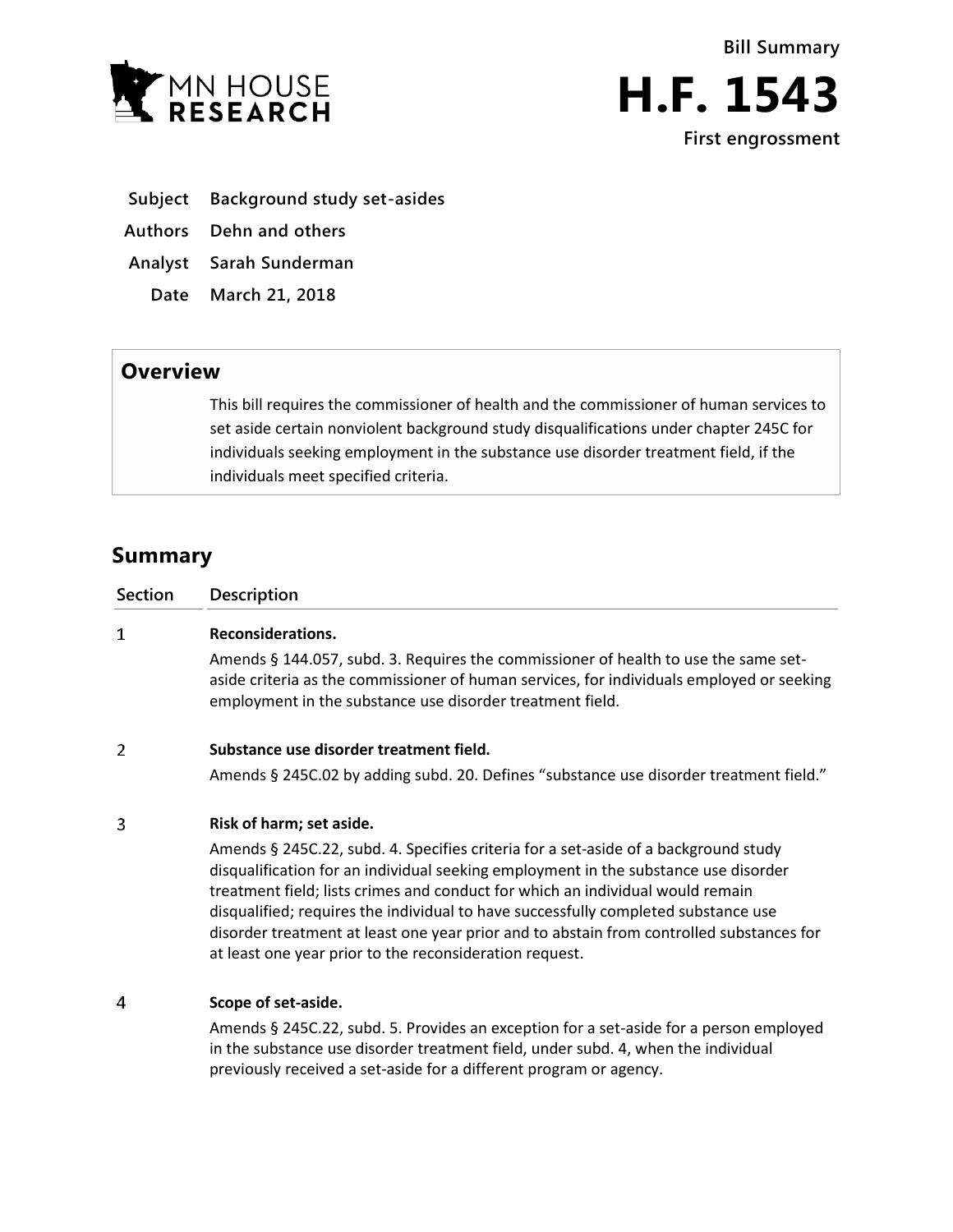**Bill Summary**

# H.F. 1543

**First engrossment**

| | |
|---|---|
| **Subject** | **Background study set-asides** |
| **Authors** | **Dehn and others** |
| **Analyst** | **Sarah Sunderman** |
| **Date** | **March 21, 2018** |

## Overview

This bill requires the commissioner of health and the commissioner of human services to set aside certain nonviolent background study disqualifications under chapter 245C for individuals seeking employment in the substance use disorder treatment field, if the individuals meet specified criteria.

## Summary

| Section | Description |
|---|---|
| 1 | **Reconsiderations.**<br>Amends § 144.057, subd. 3. Requires the commissioner of health to use the same set-aside criteria as the commissioner of human services, for individuals employed or seeking employment in the substance use disorder treatment field. |
| 2 | **Substance use disorder treatment field.**<br>Amends § 245C.02 by adding subd. 20. Defines "substance use disorder treatment field." |
| 3 | **Risk of harm; set aside.**<br>Amends § 245C.22, subd. 4. Specifies criteria for a set-aside of a background study disqualification for an individual seeking employment in the substance use disorder treatment field; lists crimes and conduct for which an individual would remain disqualified; requires the individual to have successfully completed substance use disorder treatment at least one year prior and to abstain from controlled substances for at least one year prior to the reconsideration request. |
| 4 | **Scope of set-aside.**<br>Amends § 245C.22, subd. 5. Provides an exception for a set-aside for a person employed in the substance use disorder treatment field, under subd. 4, when the individual previously received a set-aside for a different program or agency. |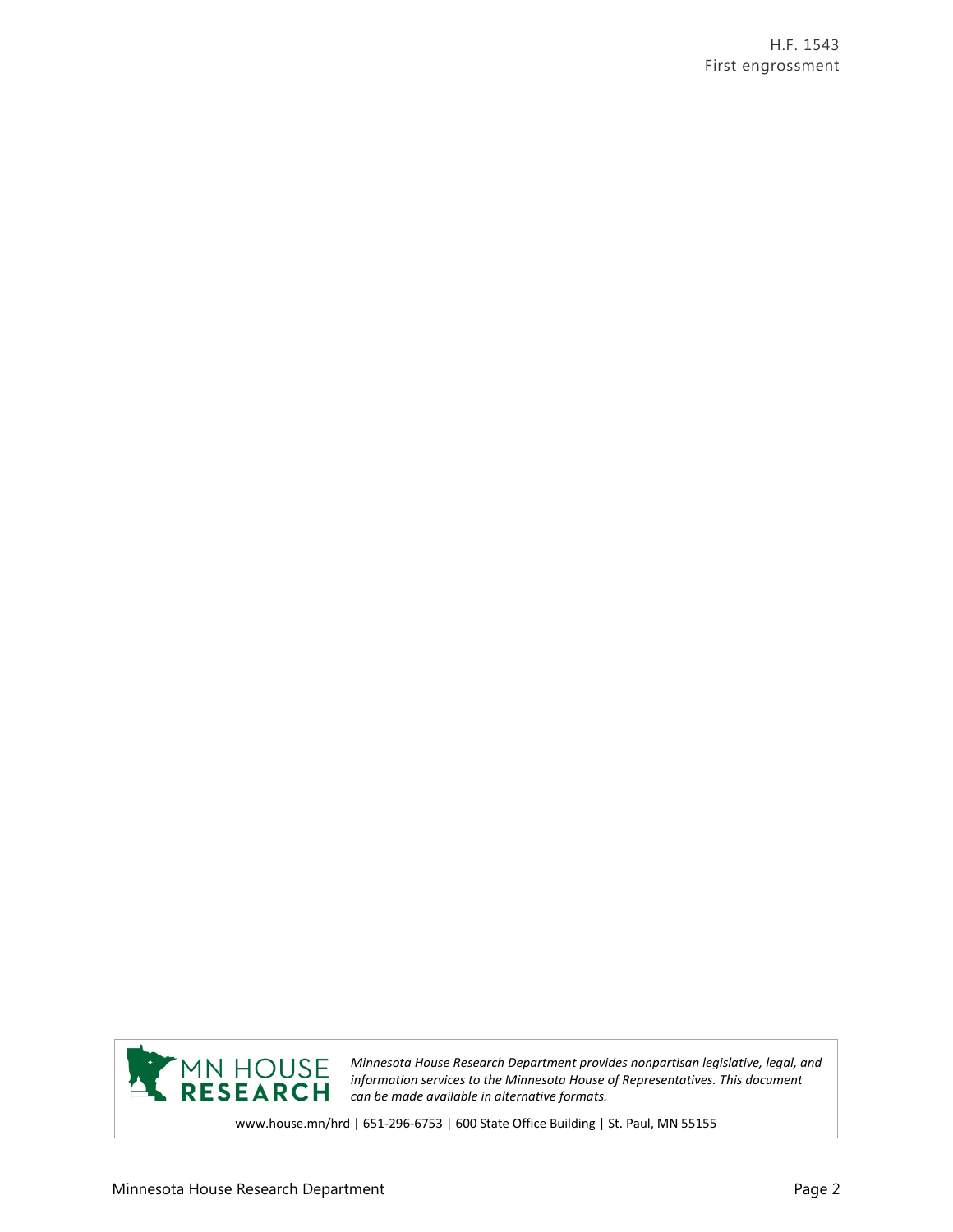Minnesota House Research Department provides nonpartisan legislative, legal, and information services to the Minnesota House of Representatives. This document can be made available in alternative formats.

www.house.mn/hrd | 651-296-6753 | 600 State Office Building | St. Paul, MN 55155